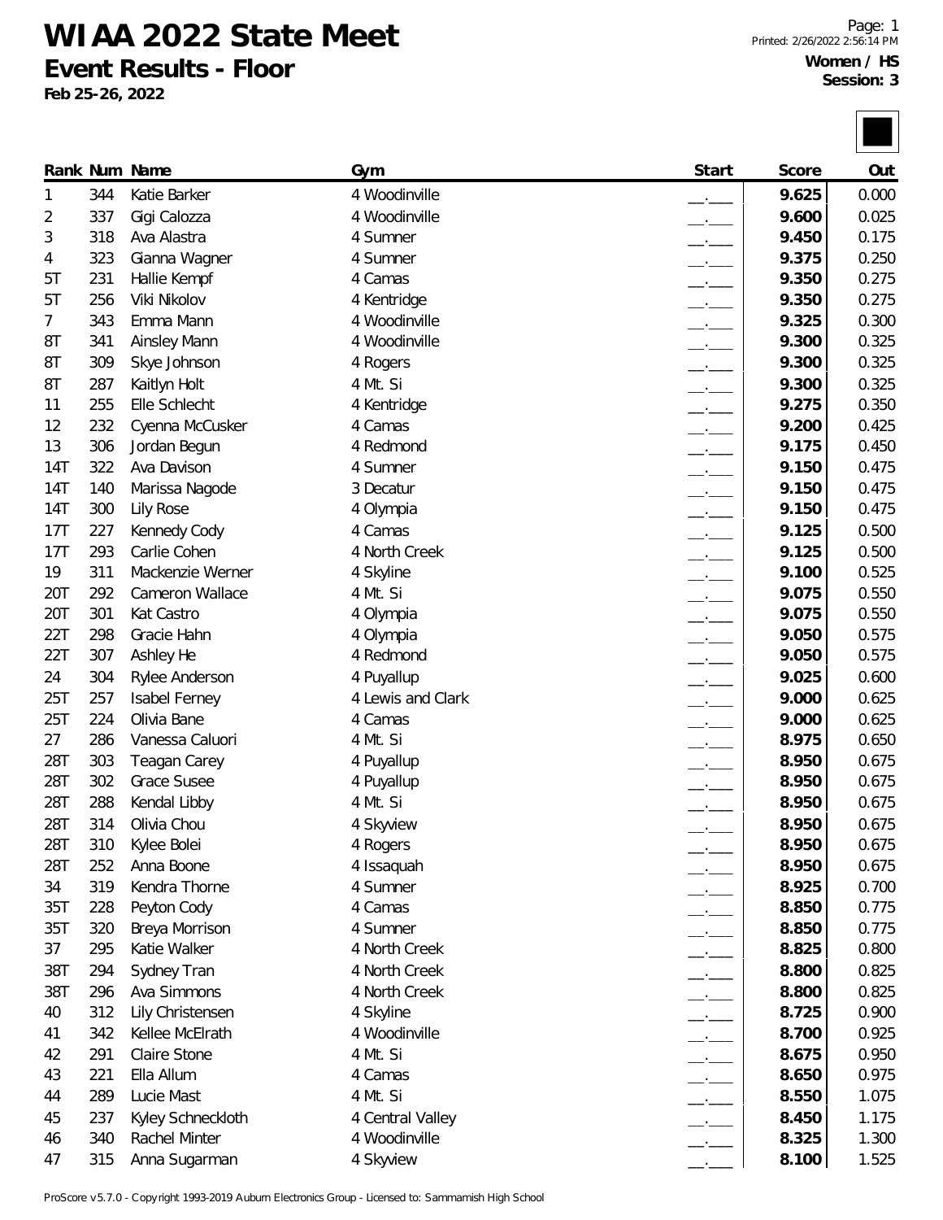# WIAA 2022 State Meet

## Event Results - Floor

**Feb 25-26, 2022**

**Women / HS**
**Session: 3**

| Rank | Num | Name | Gym | Start | Score | Out |
|---|---|---|---|---|---|---|
| 1 | 344 | Katie Barker | 4 Woodinville | __.___ | 9.625 | 0.000 |
| 2 | 337 | Gigi Calozza | 4 Woodinville | __.___ | 9.600 | 0.025 |
| 3 | 318 | Ava Alastra | 4 Sumner | __.___ | 9.450 | 0.175 |
| 4 | 323 | Gianna Wagner | 4 Sumner | __.___ | 9.375 | 0.250 |
| 5T | 231 | Hallie Kempf | 4 Camas | __.___ | 9.350 | 0.275 |
| 5T | 256 | Viki Nikolov | 4 Kentridge | __.___ | 9.350 | 0.275 |
| 7 | 343 | Emma Mann | 4 Woodinville | __.___ | 9.325 | 0.300 |
| 8T | 341 | Ainsley Mann | 4 Woodinville | __.___ | 9.300 | 0.325 |
| 8T | 309 | Skye Johnson | 4 Rogers | __.___ | 9.300 | 0.325 |
| 8T | 287 | Kaitlyn Holt | 4 Mt. Si | __.___ | 9.300 | 0.325 |
| 11 | 255 | Elle Schlecht | 4 Kentridge | __.___ | 9.275 | 0.350 |
| 12 | 232 | Cyenna McCusker | 4 Camas | __.___ | 9.200 | 0.425 |
| 13 | 306 | Jordan Begun | 4 Redmond | __.___ | 9.175 | 0.450 |
| 14T | 322 | Ava Davison | 4 Sumner | __.___ | 9.150 | 0.475 |
| 14T | 140 | Marissa Nagode | 3 Decatur | __.___ | 9.150 | 0.475 |
| 14T | 300 | Lily Rose | 4 Olympia | __.___ | 9.150 | 0.475 |
| 17T | 227 | Kennedy Cody | 4 Camas | __.___ | 9.125 | 0.500 |
| 17T | 293 | Carlie Cohen | 4 North Creek | __.___ | 9.125 | 0.500 |
| 19 | 311 | Mackenzie Werner | 4 Skyline | __.___ | 9.100 | 0.525 |
| 20T | 292 | Cameron Wallace | 4 Mt. Si | __.___ | 9.075 | 0.550 |
| 20T | 301 | Kat Castro | 4 Olympia | __.___ | 9.075 | 0.550 |
| 22T | 298 | Gracie Hahn | 4 Olympia | __.___ | 9.050 | 0.575 |
| 22T | 307 | Ashley He | 4 Redmond | __.___ | 9.050 | 0.575 |
| 24 | 304 | Rylee Anderson | 4 Puyallup | __.___ | 9.025 | 0.600 |
| 25T | 257 | Isabel Ferney | 4 Lewis and Clark | __.___ | 9.000 | 0.625 |
| 25T | 224 | Olivia Bane | 4 Camas | __.___ | 9.000 | 0.625 |
| 27 | 286 | Vanessa Caluori | 4 Mt. Si | __.___ | 8.975 | 0.650 |
| 28T | 303 | Teagan Carey | 4 Puyallup | __.___ | 8.950 | 0.675 |
| 28T | 302 | Grace Susee | 4 Puyallup | __.___ | 8.950 | 0.675 |
| 28T | 288 | Kendal Libby | 4 Mt. Si | __.___ | 8.950 | 0.675 |
| 28T | 314 | Olivia Chou | 4 Skyview | __.___ | 8.950 | 0.675 |
| 28T | 310 | Kylee Bolei | 4 Rogers | __.___ | 8.950 | 0.675 |
| 28T | 252 | Anna Boone | 4 Issaquah | __.___ | 8.950 | 0.675 |
| 34 | 319 | Kendra Thorne | 4 Sumner | __.___ | 8.925 | 0.700 |
| 35T | 228 | Peyton Cody | 4 Camas | __.___ | 8.850 | 0.775 |
| 35T | 320 | Breya Morrison | 4 Sumner | __.___ | 8.850 | 0.775 |
| 37 | 295 | Katie Walker | 4 North Creek | __.___ | 8.825 | 0.800 |
| 38T | 294 | Sydney Tran | 4 North Creek | __.___ | 8.800 | 0.825 |
| 38T | 296 | Ava Simmons | 4 North Creek | __.___ | 8.800 | 0.825 |
| 40 | 312 | Lily Christensen | 4 Skyline | __.___ | 8.725 | 0.900 |
| 41 | 342 | Kellee McElrath | 4 Woodinville | __.___ | 8.700 | 0.925 |
| 42 | 291 | Claire Stone | 4 Mt. Si | __.___ | 8.675 | 0.950 |
| 43 | 221 | Ella Allum | 4 Camas | __.___ | 8.650 | 0.975 |
| 44 | 289 | Lucie Mast | 4 Mt. Si | __.___ | 8.550 | 1.075 |
| 45 | 237 | Kyley Schneckloth | 4 Central Valley | __.___ | 8.450 | 1.175 |
| 46 | 340 | Rachel Minter | 4 Woodinville | __.___ | 8.325 | 1.300 |
| 47 | 315 | Anna Sugarman | 4 Skyview | __.___ | 8.100 | 1.525 |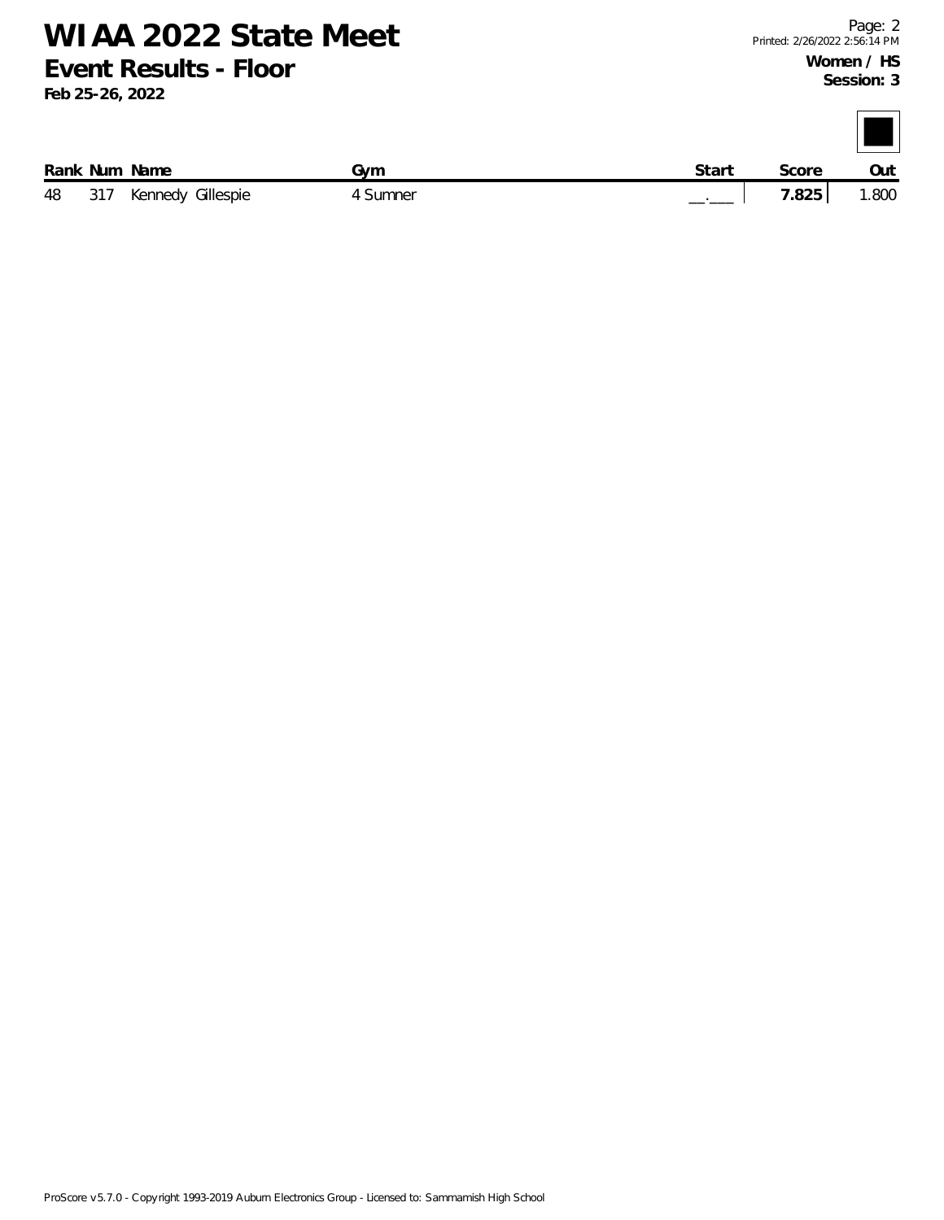# WIAA 2022 State Meet

## Event Results - Floor

**Feb 25-26, 2022**

**Women / HS**
**Session: 3**

| Rank | Num | Name | Gym | Start | Score | Out |
|---|---|---|---|---|---|---|
| 48 | 317 | Kennedy Gillespie | 4 Sumner | __.___ | **7.825** | 1.800 |

ProScore v5.7.0 - Copyright 1993-2019 Auburn Electronics Group - Licensed to: Sammamish High School